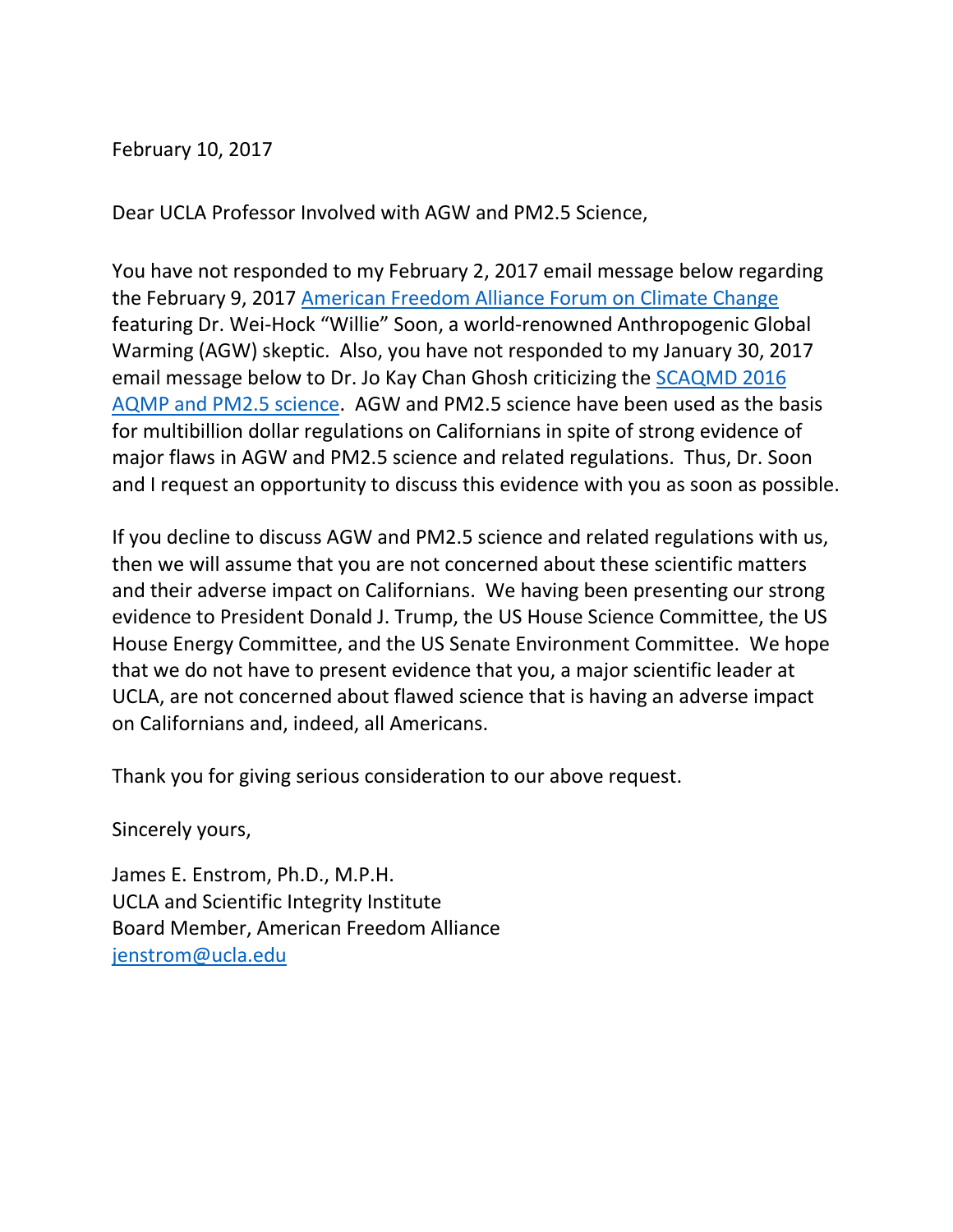February 10, 2017

Dear UCLA Professor Involved with AGW and PM2.5 Science,

You have not responded to my February 2, 2017 email message below regarding the February 9, 2017 American Freedom Alliance Forum on Climate Change featuring Dr. Wei-Hock "Willie" Soon, a world-renowned Anthropogenic Global Warming (AGW) skeptic. Also, you have not responded to my January 30, 2017 email message below to Dr. Jo Kay Chan Ghosh criticizing the SCAQMD 2016 AQMP and PM2.5 science. AGW and PM2.5 science have been used as the basis for multibillion dollar regulations on Californians in spite of strong evidence of major flaws in AGW and PM2.5 science and related regulations. Thus, Dr. Soon and I request an opportunity to discuss this evidence with you as soon as possible.

If you decline to discuss AGW and PM2.5 science and related regulations with us, then we will assume that you are not concerned about these scientific matters and their adverse impact on Californians. We having been presenting our strong evidence to President Donald J. Trump, the US House Science Committee, the US House Energy Committee, and the US Senate Environment Committee. We hope that we do not have to present evidence that you, a major scientific leader at UCLA, are not concerned about flawed science that is having an adverse impact on Californians and, indeed, all Americans.

Thank you for giving serious consideration to our above request.

Sincerely yours,

James E. Enstrom, Ph.D., M.P.H.
UCLA and Scientific Integrity Institute
Board Member, American Freedom Alliance
jenstrom@ucla.edu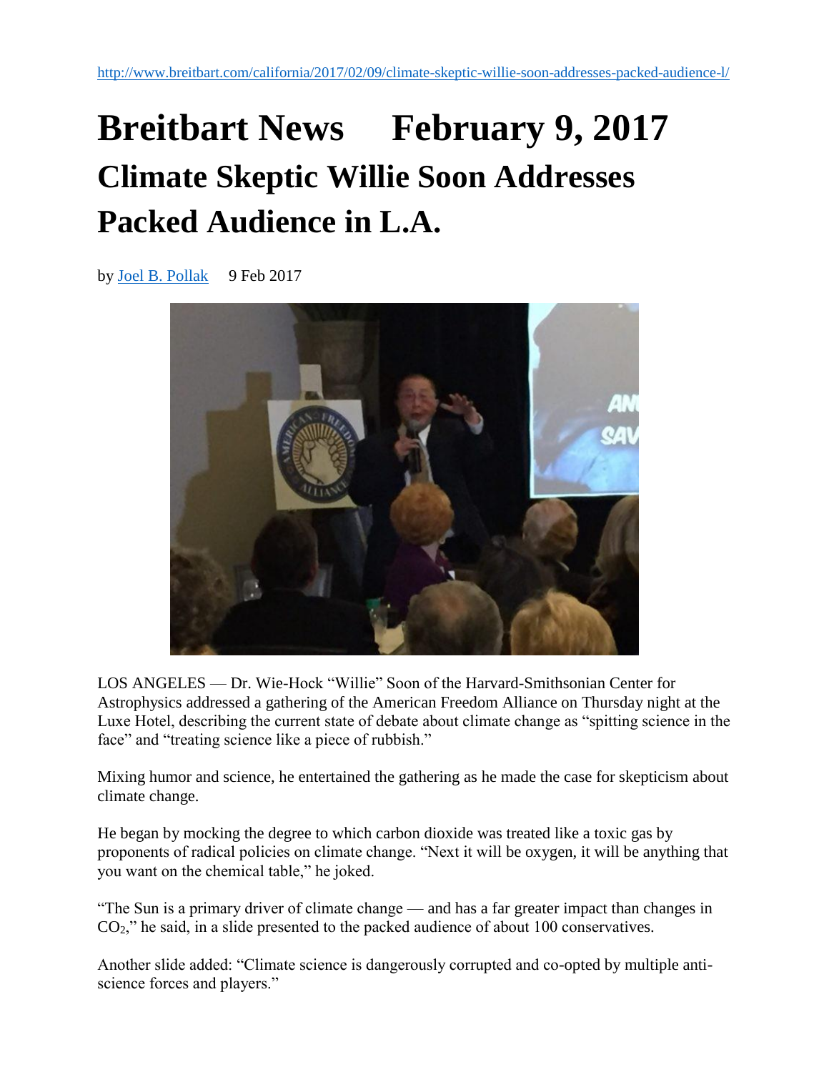http://www.breitbart.com/california/2017/02/09/climate-skeptic-willie-soon-addresses-packed-audience-l/

# Breitbart News February 9, 2017

## Climate Skeptic Willie Soon Addresses Packed Audience in L.A.

by Joel B. Pollak 9 Feb 2017

LOS ANGELES — Dr. Wie-Hock "Willie" Soon of the Harvard-Smithsonian Center for Astrophysics addressed a gathering of the American Freedom Alliance on Thursday night at the Luxe Hotel, describing the current state of debate about climate change as "spitting science in the face" and "treating science like a piece of rubbish."

Mixing humor and science, he entertained the gathering as he made the case for skepticism about climate change.

He began by mocking the degree to which carbon dioxide was treated like a toxic gas by proponents of radical policies on climate change. "Next it will be oxygen, it will be anything that you want on the chemical table," he joked.

"The Sun is a primary driver of climate change — and has a far greater impact than changes in $CO_2$," he said, in a slide presented to the packed audience of about 100 conservatives.

Another slide added: "Climate science is dangerously corrupted and co-opted by multiple anti-science forces and players."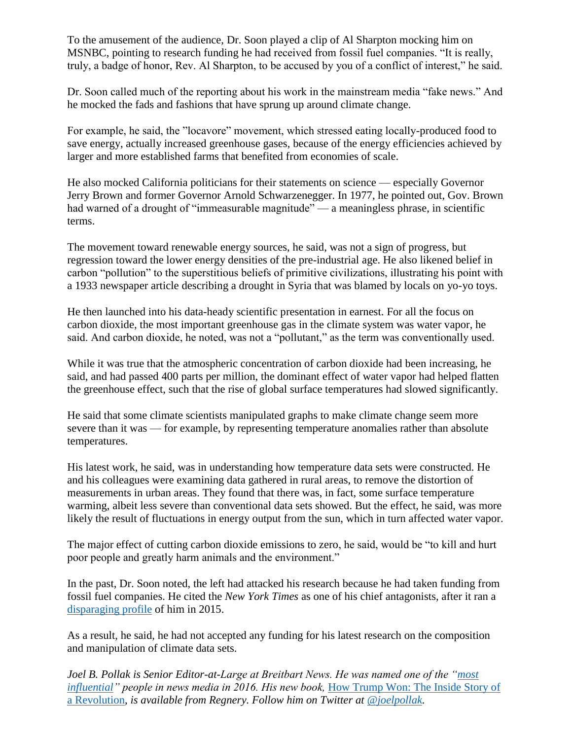To the amusement of the audience, Dr. Soon played a clip of Al Sharpton mocking him on MSNBC, pointing to research funding he had received from fossil fuel companies. “It is really, truly, a badge of honor, Rev. Al Sharpton, to be accused by you of a conflict of interest,” he said.

Dr. Soon called much of the reporting about his work in the mainstream media “fake news.” And he mocked the fads and fashions that have sprung up around climate change.

For example, he said, the ”locavore” movement, which stressed eating locally-produced food to save energy, actually increased greenhouse gases, because of the energy efficiencies achieved by larger and more established farms that benefited from economies of scale.

He also mocked California politicians for their statements on science — especially Governor Jerry Brown and former Governor Arnold Schwarzenegger. In 1977, he pointed out, Gov. Brown had warned of a drought of “immeasurable magnitude” — a meaningless phrase, in scientific terms.

The movement toward renewable energy sources, he said, was not a sign of progress, but regression toward the lower energy densities of the pre-industrial age. He also likened belief in carbon “pollution” to the superstitious beliefs of primitive civilizations, illustrating his point with a 1933 newspaper article describing a drought in Syria that was blamed by locals on yo-yo toys.

He then launched into his data-heady scientific presentation in earnest. For all the focus on carbon dioxide, the most important greenhouse gas in the climate system was water vapor, he said. And carbon dioxide, he noted, was not a “pollutant,” as the term was conventionally used.

While it was true that the atmospheric concentration of carbon dioxide had been increasing, he said, and had passed 400 parts per million, the dominant effect of water vapor had helped flatten the greenhouse effect, such that the rise of global surface temperatures had slowed significantly.

He said that some climate scientists manipulated graphs to make climate change seem more severe than it was — for example, by representing temperature anomalies rather than absolute temperatures.

His latest work, he said, was in understanding how temperature data sets were constructed. He and his colleagues were examining data gathered in rural areas, to remove the distortion of measurements in urban areas. They found that there was, in fact, some surface temperature warming, albeit less severe than conventional data sets showed. But the effect, he said, was more likely the result of fluctuations in energy output from the sun, which in turn affected water vapor.

The major effect of cutting carbon dioxide emissions to zero, he said, would be “to kill and hurt poor people and greatly harm animals and the environment.”

In the past, Dr. Soon noted, the left had attacked his research because he had taken funding from fossil fuel companies. He cited the *New York Times* as one of his chief antagonists, after it ran a disparaging profile of him in 2015.

As a result, he said, he had not accepted any funding for his latest research on the composition and manipulation of climate data sets.

*Joel B. Pollak is Senior Editor-at-Large at Breitbart News. He was named one of the “most influential” people in news media in 2016. His new book,* How Trump Won: The Inside Story of a Revolution, *is available from Regnery. Follow him on Twitter at @joelpollak.*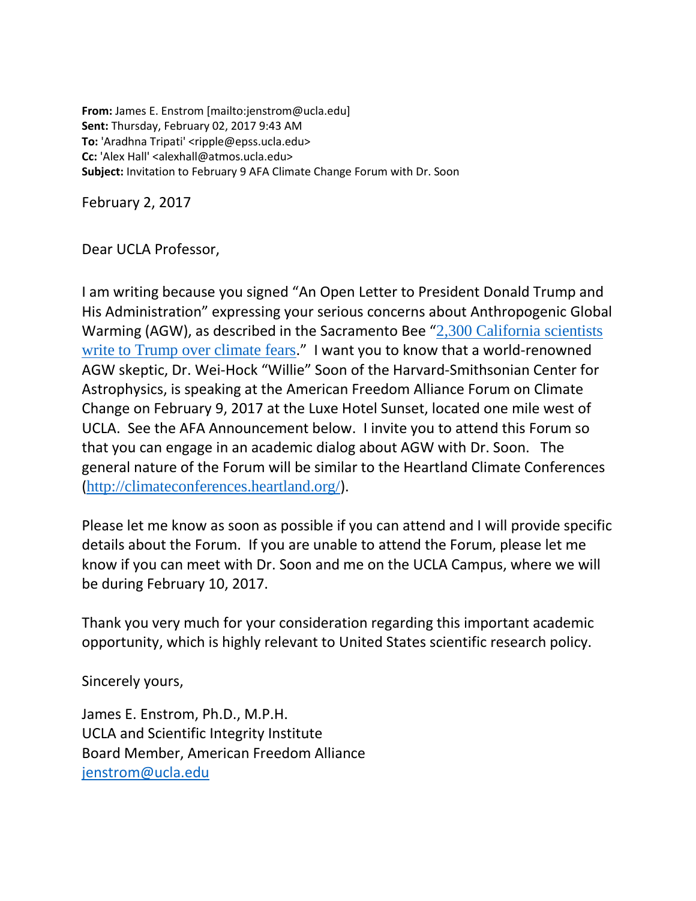**From:** James E. Enstrom [mailto:jenstrom@ucla.edu]
**Sent:** Thursday, February 02, 2017 9:43 AM
**To:** 'Aradhna Tripati' <ripple@epss.ucla.edu>
**Cc:** 'Alex Hall' <alexhall@atmos.ucla.edu>
**Subject:** Invitation to February 9 AFA Climate Change Forum with Dr. Soon

February 2, 2017

Dear UCLA Professor,

I am writing because you signed "An Open Letter to President Donald Trump and His Administration" expressing your serious concerns about Anthropogenic Global Warming (AGW), as described in the Sacramento Bee "2,300 California scientists write to Trump over climate fears." I want you to know that a world-renowned AGW skeptic, Dr. Wei-Hock "Willie" Soon of the Harvard-Smithsonian Center for Astrophysics, is speaking at the American Freedom Alliance Forum on Climate Change on February 9, 2017 at the Luxe Hotel Sunset, located one mile west of UCLA. See the AFA Announcement below. I invite you to attend this Forum so that you can engage in an academic dialog about AGW with Dr. Soon. The general nature of the Forum will be similar to the Heartland Climate Conferences (http://climateconferences.heartland.org/).

Please let me know as soon as possible if you can attend and I will provide specific details about the Forum. If you are unable to attend the Forum, please let me know if you can meet with Dr. Soon and me on the UCLA Campus, where we will be during February 10, 2017.

Thank you very much for your consideration regarding this important academic opportunity, which is highly relevant to United States scientific research policy.

Sincerely yours,

James E. Enstrom, Ph.D., M.P.H.
UCLA and Scientific Integrity Institute
Board Member, American Freedom Alliance
jenstrom@ucla.edu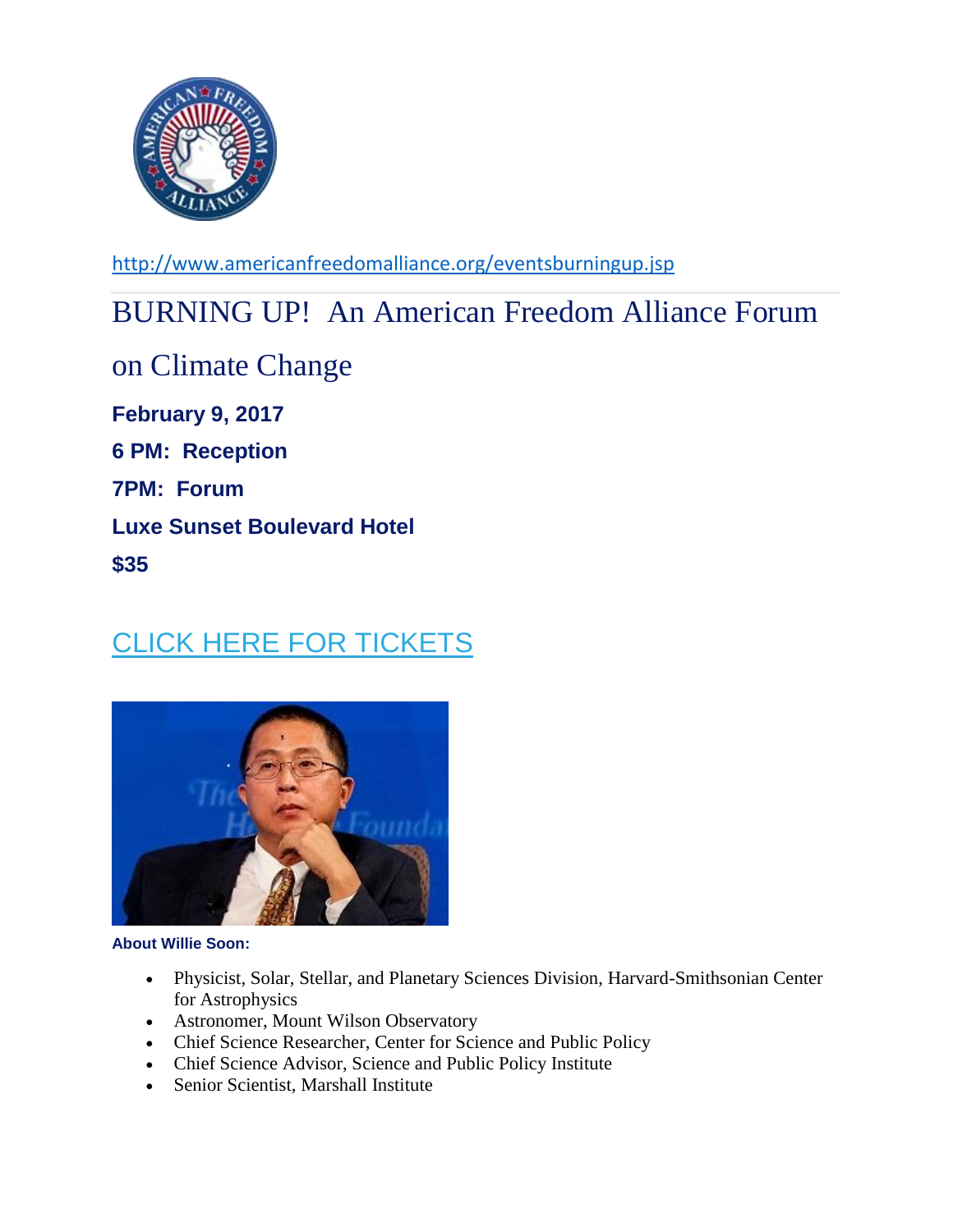http://www.americanfreedomalliance.org/eventsburningup.jsp

# BURNING UP! An American Freedom Alliance Forum on Climate Change

**February 9, 2017**

**6 PM: Reception**

**7PM: Forum**

**Luxe Sunset Boulevard Hotel**

**$35**

## CLICK HERE FOR TICKETS

**About Willie Soon:**

- Physicist, Solar, Stellar, and Planetary Sciences Division, Harvard-Smithsonian Center for Astrophysics
- Astronomer, Mount Wilson Observatory
- Chief Science Researcher, Center for Science and Public Policy
- Chief Science Advisor, Science and Public Policy Institute
- Senior Scientist, Marshall Institute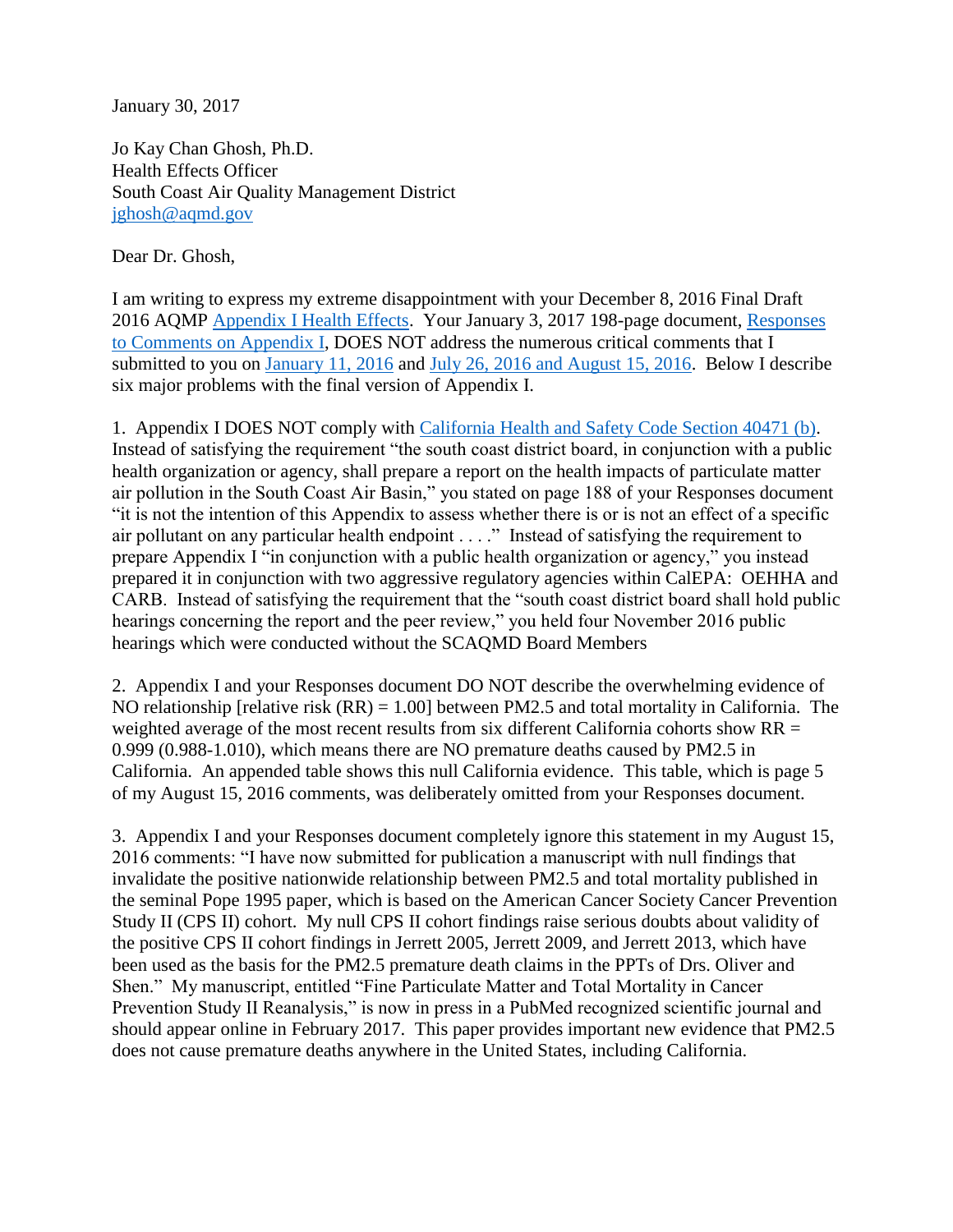January 30, 2017

Jo Kay Chan Ghosh, Ph.D.
Health Effects Officer
South Coast Air Quality Management District
jghosh@aqmd.gov

Dear Dr. Ghosh,

I am writing to express my extreme disappointment with your December 8, 2016 Final Draft 2016 AQMP Appendix I Health Effects. Your January 3, 2017 198-page document, Responses to Comments on Appendix I, DOES NOT address the numerous critical comments that I submitted to you on January 11, 2016 and July 26, 2016 and August 15, 2016. Below I describe six major problems with the final version of Appendix I.

1. Appendix I DOES NOT comply with California Health and Safety Code Section 40471 (b). Instead of satisfying the requirement "the south coast district board, in conjunction with a public health organization or agency, shall prepare a report on the health impacts of particulate matter air pollution in the South Coast Air Basin," you stated on page 188 of your Responses document "it is not the intention of this Appendix to assess whether there is or is not an effect of a specific air pollutant on any particular health endpoint . . . ." Instead of satisfying the requirement to prepare Appendix I "in conjunction with a public health organization or agency," you instead prepared it in conjunction with two aggressive regulatory agencies within CalEPA: OEHHA and CARB. Instead of satisfying the requirement that the "south coast district board shall hold public hearings concerning the report and the peer review," you held four November 2016 public hearings which were conducted without the SCAQMD Board Members

2. Appendix I and your Responses document DO NOT describe the overwhelming evidence of NO relationship [relative risk (RR) = 1.00] between PM2.5 and total mortality in California. The weighted average of the most recent results from six different California cohorts show RR = 0.999 (0.988-1.010), which means there are NO premature deaths caused by PM2.5 in California. An appended table shows this null California evidence. This table, which is page 5 of my August 15, 2016 comments, was deliberately omitted from your Responses document.

3. Appendix I and your Responses document completely ignore this statement in my August 15, 2016 comments: "I have now submitted for publication a manuscript with null findings that invalidate the positive nationwide relationship between PM2.5 and total mortality published in the seminal Pope 1995 paper, which is based on the American Cancer Society Cancer Prevention Study II (CPS II) cohort. My null CPS II cohort findings raise serious doubts about validity of the positive CPS II cohort findings in Jerrett 2005, Jerrett 2009, and Jerrett 2013, which have been used as the basis for the PM2.5 premature death claims in the PPTs of Drs. Oliver and Shen." My manuscript, entitled "Fine Particulate Matter and Total Mortality in Cancer Prevention Study II Reanalysis," is now in press in a PubMed recognized scientific journal and should appear online in February 2017. This paper provides important new evidence that PM2.5 does not cause premature deaths anywhere in the United States, including California.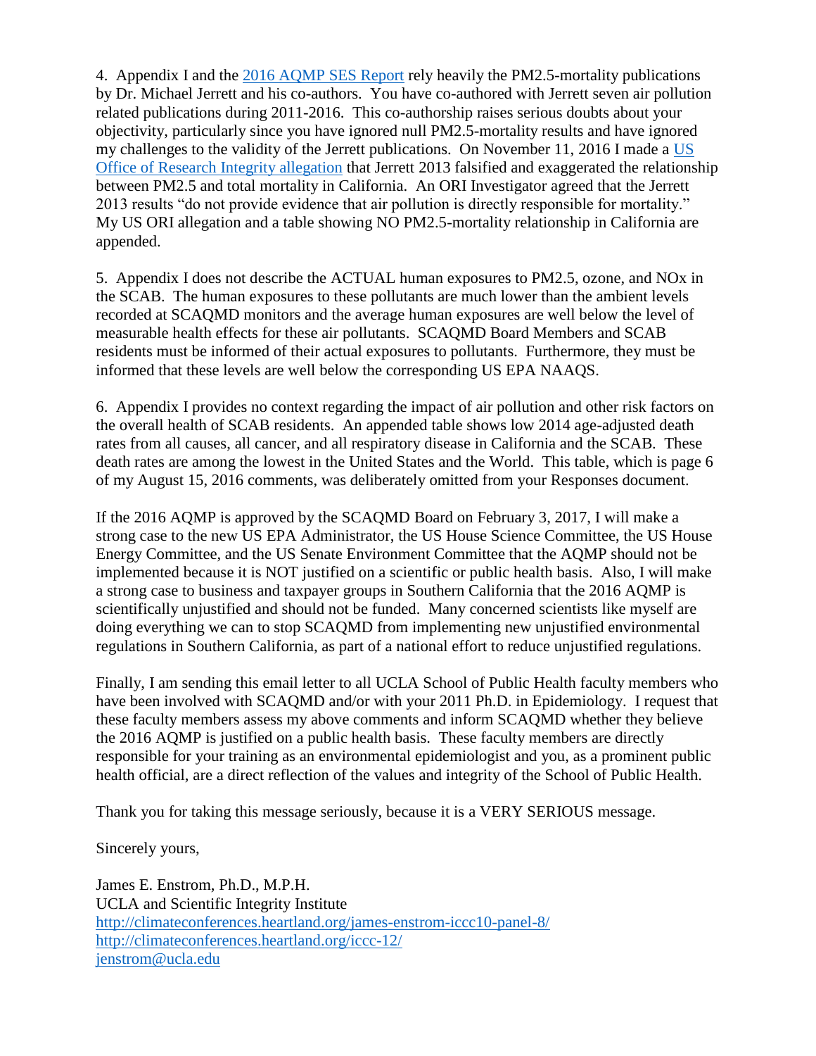4. Appendix I and the [2016 AQMP SES Report](#) rely heavily the PM2.5-mortality publications by Dr. Michael Jerrett and his co-authors. You have co-authored with Jerrett seven air pollution related publications during 2011-2016. This co-authorship raises serious doubts about your objectivity, particularly since you have ignored null PM2.5-mortality results and have ignored my challenges to the validity of the Jerrett publications. On November 11, 2016 I made a [US Office of Research Integrity allegation](#) that Jerrett 2013 falsified and exaggerated the relationship between PM2.5 and total mortality in California. An ORI Investigator agreed that the Jerrett 2013 results "do not provide evidence that air pollution is directly responsible for mortality." My US ORI allegation and a table showing NO PM2.5-mortality relationship in California are appended.

5. Appendix I does not describe the ACTUAL human exposures to PM2.5, ozone, and NOx in the SCAB. The human exposures to these pollutants are much lower than the ambient levels recorded at SCAQMD monitors and the average human exposures are well below the level of measurable health effects for these air pollutants. SCAQMD Board Members and SCAB residents must be informed of their actual exposures to pollutants. Furthermore, they must be informed that these levels are well below the corresponding US EPA NAAQS.

6. Appendix I provides no context regarding the impact of air pollution and other risk factors on the overall health of SCAB residents. An appended table shows low 2014 age-adjusted death rates from all causes, all cancer, and all respiratory disease in California and the SCAB. These death rates are among the lowest in the United States and the World. This table, which is page 6 of my August 15, 2016 comments, was deliberately omitted from your Responses document.

If the 2016 AQMP is approved by the SCAQMD Board on February 3, 2017, I will make a strong case to the new US EPA Administrator, the US House Science Committee, the US House Energy Committee, and the US Senate Environment Committee that the AQMP should not be implemented because it is NOT justified on a scientific or public health basis. Also, I will make a strong case to business and taxpayer groups in Southern California that the 2016 AQMP is scientifically unjustified and should not be funded. Many concerned scientists like myself are doing everything we can to stop SCAQMD from implementing new unjustified environmental regulations in Southern California, as part of a national effort to reduce unjustified regulations.

Finally, I am sending this email letter to all UCLA School of Public Health faculty members who have been involved with SCAQMD and/or with your 2011 Ph.D. in Epidemiology. I request that these faculty members assess my above comments and inform SCAQMD whether they believe the 2016 AQMP is justified on a public health basis. These faculty members are directly responsible for your training as an environmental epidemiologist and you, as a prominent public health official, are a direct reflection of the values and integrity of the School of Public Health.

Thank you for taking this message seriously, because it is a VERY SERIOUS message.

Sincerely yours,

James E. Enstrom, Ph.D., M.P.H.
UCLA and Scientific Integrity Institute
http://climateconferences.heartland.org/james-enstrom-iccc10-panel-8/
http://climateconferences.heartland.org/iccc-12/
jenstrom@ucla.edu